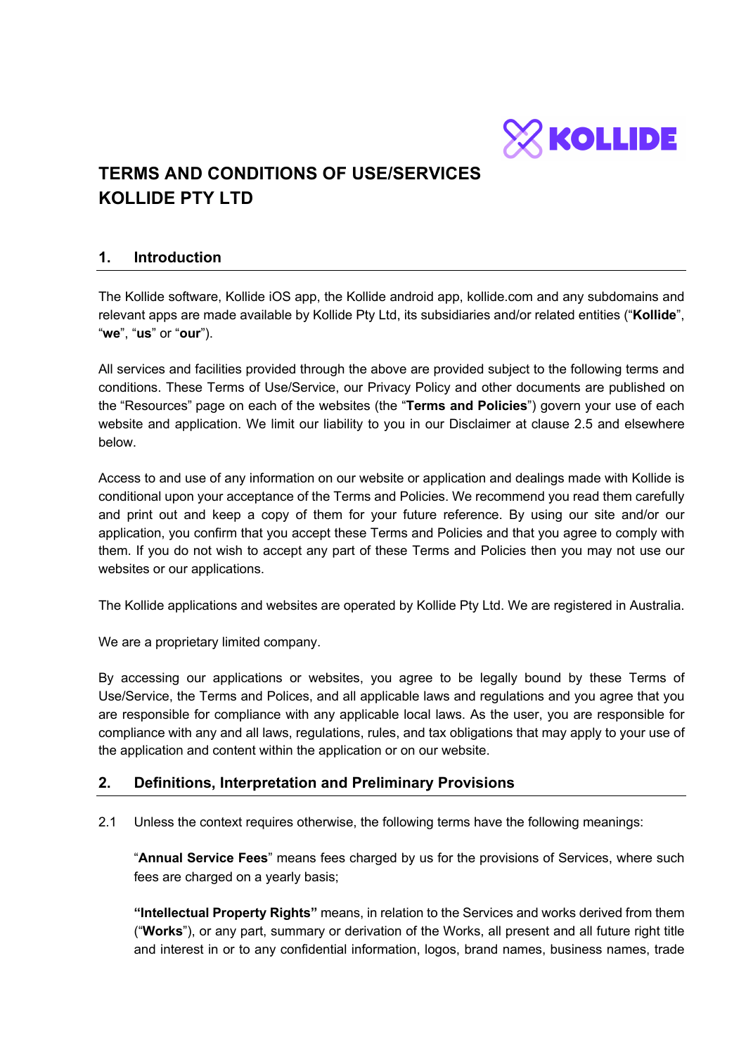# TERMS AND CONDITIONS OF USE/SERVICES
# KOLLIDE PTY LTD

## 1. Introduction

The Kollide software, Kollide iOS app, the Kollide android app, kollide.com and any subdomains and relevant apps are made available by Kollide Pty Ltd, its subsidiaries and/or related entities ("**Kollide**", "**we**", "**us**" or "**our**").

All services and facilities provided through the above are provided subject to the following terms and conditions. These Terms of Use/Service, our Privacy Policy and other documents are published on the "Resources" page on each of the websites (the "**Terms and Policies**") govern your use of each website and application. We limit our liability to you in our Disclaimer at clause 2.5 and elsewhere below.

Access to and use of any information on our website or application and dealings made with Kollide is conditional upon your acceptance of the Terms and Policies. We recommend you read them carefully and print out and keep a copy of them for your future reference. By using our site and/or our application, you confirm that you accept these Terms and Policies and that you agree to comply with them. If you do not wish to accept any part of these Terms and Policies then you may not use our websites or our applications.

The Kollide applications and websites are operated by Kollide Pty Ltd. We are registered in Australia.

We are a proprietary limited company.

By accessing our applications or websites, you agree to be legally bound by these Terms of Use/Service, the Terms and Polices, and all applicable laws and regulations and you agree that you are responsible for compliance with any applicable local laws. As the user, you are responsible for compliance with any and all laws, regulations, rules, and tax obligations that may apply to your use of the application and content within the application or on our website.

## 2. Definitions, Interpretation and Preliminary Provisions

2.1 Unless the context requires otherwise, the following terms have the following meanings:

"**Annual Service Fees**" means fees charged by us for the provisions of Services, where such fees are charged on a yearly basis;

**"Intellectual Property Rights"** means, in relation to the Services and works derived from them ("**Works**"), or any part, summary or derivation of the Works, all present and all future right title and interest in or to any confidential information, logos, brand names, business names, trade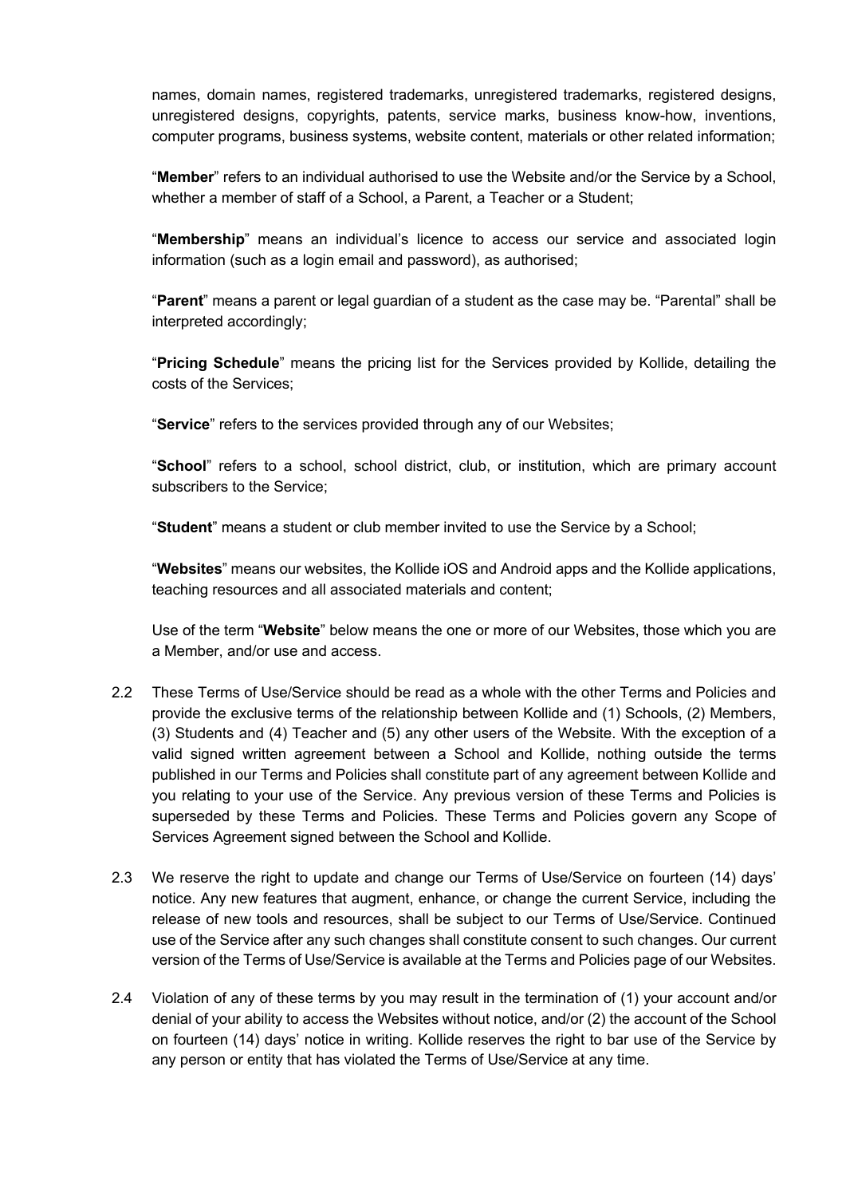names, domain names, registered trademarks, unregistered trademarks, registered designs, unregistered designs, copyrights, patents, service marks, business know-how, inventions, computer programs, business systems, website content, materials or other related information;

"**Member**" refers to an individual authorised to use the Website and/or the Service by a School, whether a member of staff of a School, a Parent, a Teacher or a Student;

"**Membership**" means an individual's licence to access our service and associated login information (such as a login email and password), as authorised;

"**Parent**" means a parent or legal guardian of a student as the case may be. "Parental" shall be interpreted accordingly;

"**Pricing Schedule**" means the pricing list for the Services provided by Kollide, detailing the costs of the Services;

"**Service**" refers to the services provided through any of our Websites;

"**School**" refers to a school, school district, club, or institution, which are primary account subscribers to the Service;

"**Student**" means a student or club member invited to use the Service by a School;

"**Websites**" means our websites, the Kollide iOS and Android apps and the Kollide applications, teaching resources and all associated materials and content;

Use of the term "**Website**" below means the one or more of our Websites, those which you are a Member, and/or use and access.

2.2 These Terms of Use/Service should be read as a whole with the other Terms and Policies and provide the exclusive terms of the relationship between Kollide and (1) Schools, (2) Members, (3) Students and (4) Teacher and (5) any other users of the Website. With the exception of a valid signed written agreement between a School and Kollide, nothing outside the terms published in our Terms and Policies shall constitute part of any agreement between Kollide and you relating to your use of the Service. Any previous version of these Terms and Policies is superseded by these Terms and Policies. These Terms and Policies govern any Scope of Services Agreement signed between the School and Kollide.

2.3 We reserve the right to update and change our Terms of Use/Service on fourteen (14) days' notice. Any new features that augment, enhance, or change the current Service, including the release of new tools and resources, shall be subject to our Terms of Use/Service. Continued use of the Service after any such changes shall constitute consent to such changes. Our current version of the Terms of Use/Service is available at the Terms and Policies page of our Websites.

2.4 Violation of any of these terms by you may result in the termination of (1) your account and/or denial of your ability to access the Websites without notice, and/or (2) the account of the School on fourteen (14) days' notice in writing. Kollide reserves the right to bar use of the Service by any person or entity that has violated the Terms of Use/Service at any time.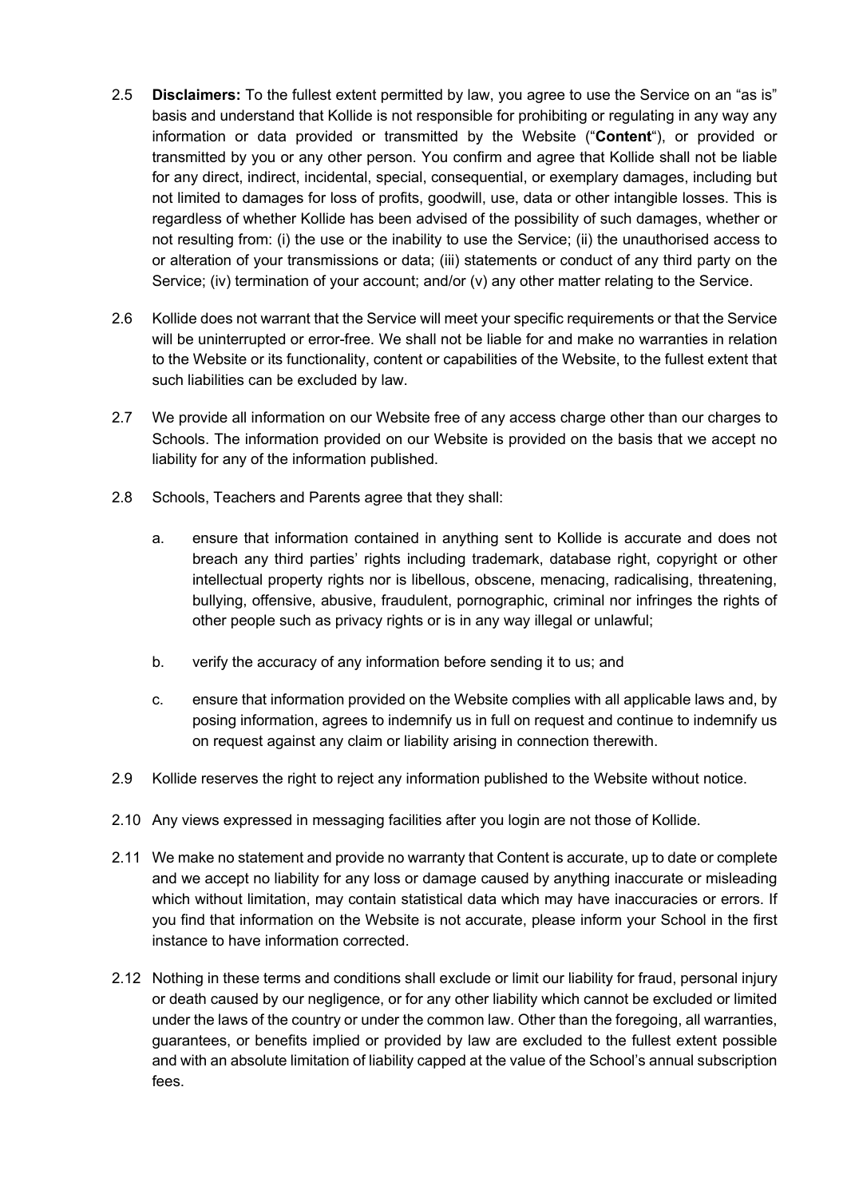2.5 **Disclaimers:** To the fullest extent permitted by law, you agree to use the Service on an "as is" basis and understand that Kollide is not responsible for prohibiting or regulating in any way any information or data provided or transmitted by the Website ("**Content**"), or provided or transmitted by you or any other person. You confirm and agree that Kollide shall not be liable for any direct, indirect, incidental, special, consequential, or exemplary damages, including but not limited to damages for loss of profits, goodwill, use, data or other intangible losses. This is regardless of whether Kollide has been advised of the possibility of such damages, whether or not resulting from: (i) the use or the inability to use the Service; (ii) the unauthorised access to or alteration of your transmissions or data; (iii) statements or conduct of any third party on the Service; (iv) termination of your account; and/or (v) any other matter relating to the Service.

2.6 Kollide does not warrant that the Service will meet your specific requirements or that the Service will be uninterrupted or error-free. We shall not be liable for and make no warranties in relation to the Website or its functionality, content or capabilities of the Website, to the fullest extent that such liabilities can be excluded by law.

2.7 We provide all information on our Website free of any access charge other than our charges to Schools. The information provided on our Website is provided on the basis that we accept no liability for any of the information published.

2.8 Schools, Teachers and Parents agree that they shall:

a. ensure that information contained in anything sent to Kollide is accurate and does not breach any third parties' rights including trademark, database right, copyright or other intellectual property rights nor is libellous, obscene, menacing, radicalising, threatening, bullying, offensive, abusive, fraudulent, pornographic, criminal nor infringes the rights of other people such as privacy rights or is in any way illegal or unlawful;

b. verify the accuracy of any information before sending it to us; and

c. ensure that information provided on the Website complies with all applicable laws and, by posing information, agrees to indemnify us in full on request and continue to indemnify us on request against any claim or liability arising in connection therewith.

2.9 Kollide reserves the right to reject any information published to the Website without notice.

2.10 Any views expressed in messaging facilities after you login are not those of Kollide.

2.11 We make no statement and provide no warranty that Content is accurate, up to date or complete and we accept no liability for any loss or damage caused by anything inaccurate or misleading which without limitation, may contain statistical data which may have inaccuracies or errors. If you find that information on the Website is not accurate, please inform your School in the first instance to have information corrected.

2.12 Nothing in these terms and conditions shall exclude or limit our liability for fraud, personal injury or death caused by our negligence, or for any other liability which cannot be excluded or limited under the laws of the country or under the common law. Other than the foregoing, all warranties, guarantees, or benefits implied or provided by law are excluded to the fullest extent possible and with an absolute limitation of liability capped at the value of the School's annual subscription fees.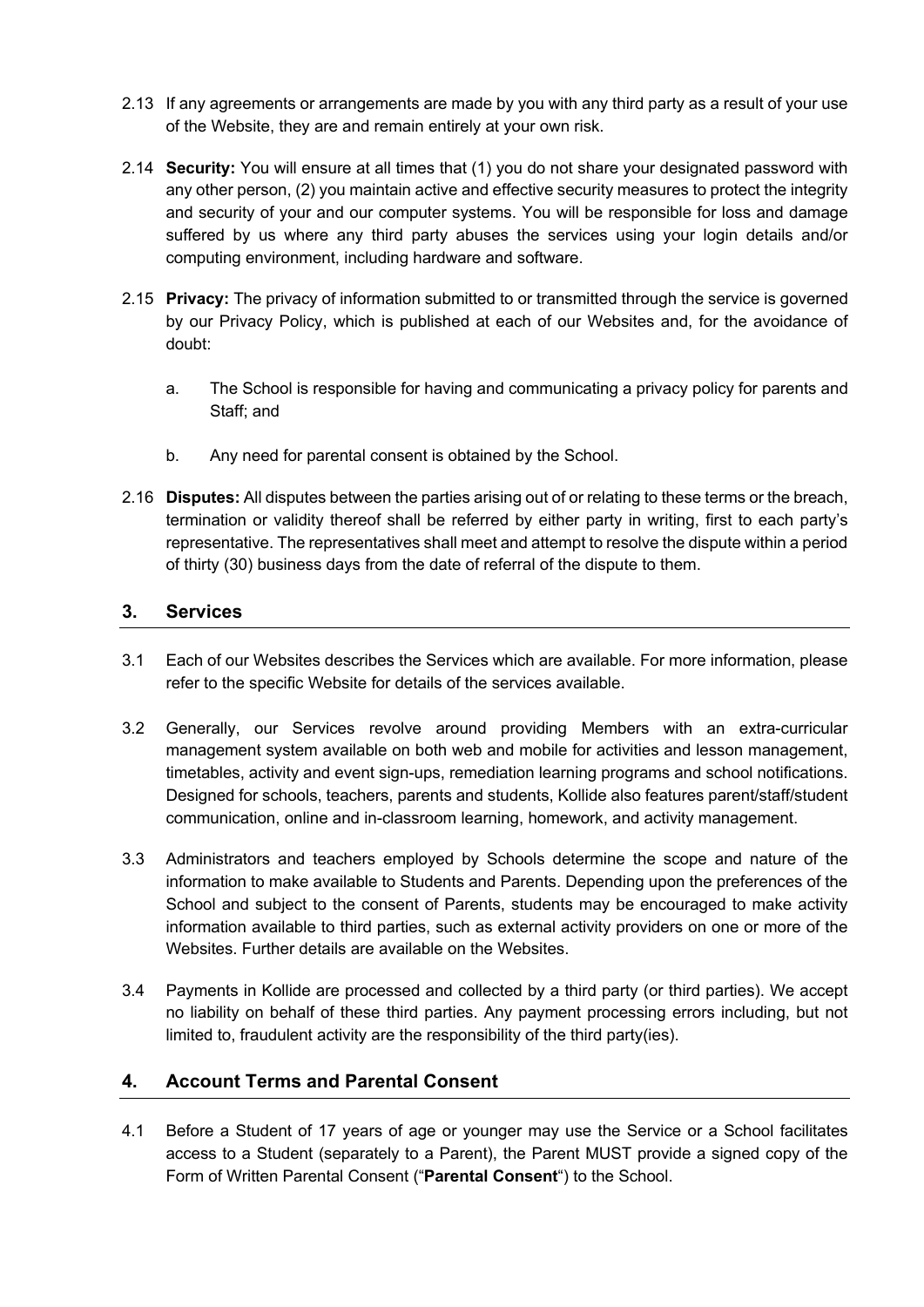2.13 If any agreements or arrangements are made by you with any third party as a result of your use of the Website, they are and remain entirely at your own risk.

2.14 **Security:** You will ensure at all times that (1) you do not share your designated password with any other person, (2) you maintain active and effective security measures to protect the integrity and security of your and our computer systems. You will be responsible for loss and damage suffered by us where any third party abuses the services using your login details and/or computing environment, including hardware and software.

2.15 **Privacy:** The privacy of information submitted to or transmitted through the service is governed by our Privacy Policy, which is published at each of our Websites and, for the avoidance of doubt:

a. The School is responsible for having and communicating a privacy policy for parents and Staff; and

b. Any need for parental consent is obtained by the School.

2.16 **Disputes:** All disputes between the parties arising out of or relating to these terms or the breach, termination or validity thereof shall be referred by either party in writing, first to each party's representative. The representatives shall meet and attempt to resolve the dispute within a period of thirty (30) business days from the date of referral of the dispute to them.

## 3. Services

3.1 Each of our Websites describes the Services which are available. For more information, please refer to the specific Website for details of the services available.

3.2 Generally, our Services revolve around providing Members with an extra-curricular management system available on both web and mobile for activities and lesson management, timetables, activity and event sign-ups, remediation learning programs and school notifications. Designed for schools, teachers, parents and students, Kollide also features parent/staff/student communication, online and in-classroom learning, homework, and activity management.

3.3 Administrators and teachers employed by Schools determine the scope and nature of the information to make available to Students and Parents. Depending upon the preferences of the School and subject to the consent of Parents, students may be encouraged to make activity information available to third parties, such as external activity providers on one or more of the Websites. Further details are available on the Websites.

3.4 Payments in Kollide are processed and collected by a third party (or third parties). We accept no liability on behalf of these third parties. Any payment processing errors including, but not limited to, fraudulent activity are the responsibility of the third party(ies).

## 4. Account Terms and Parental Consent

4.1 Before a Student of 17 years of age or younger may use the Service or a School facilitates access to a Student (separately to a Parent), the Parent MUST provide a signed copy of the Form of Written Parental Consent ("**Parental Consent**") to the School.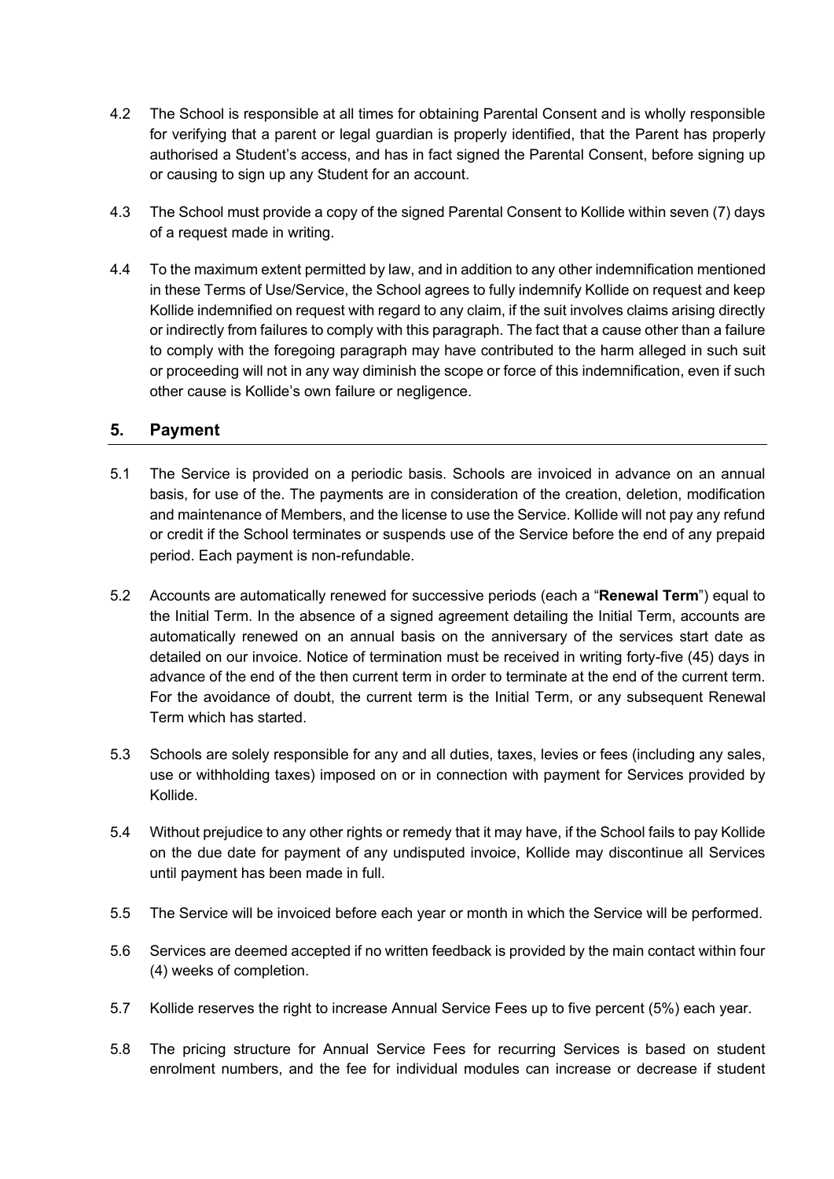4.2 The School is responsible at all times for obtaining Parental Consent and is wholly responsible for verifying that a parent or legal guardian is properly identified, that the Parent has properly authorised a Student's access, and has in fact signed the Parental Consent, before signing up or causing to sign up any Student for an account.

4.3 The School must provide a copy of the signed Parental Consent to Kollide within seven (7) days of a request made in writing.

4.4 To the maximum extent permitted by law, and in addition to any other indemnification mentioned in these Terms of Use/Service, the School agrees to fully indemnify Kollide on request and keep Kollide indemnified on request with regard to any claim, if the suit involves claims arising directly or indirectly from failures to comply with this paragraph. The fact that a cause other than a failure to comply with the foregoing paragraph may have contributed to the harm alleged in such suit or proceeding will not in any way diminish the scope or force of this indemnification, even if such other cause is Kollide's own failure or negligence.

## 5. Payment

5.1 The Service is provided on a periodic basis. Schools are invoiced in advance on an annual basis, for use of the. The payments are in consideration of the creation, deletion, modification and maintenance of Members, and the license to use the Service. Kollide will not pay any refund or credit if the School terminates or suspends use of the Service before the end of any prepaid period. Each payment is non-refundable.

5.2 Accounts are automatically renewed for successive periods (each a "**Renewal Term**") equal to the Initial Term. In the absence of a signed agreement detailing the Initial Term, accounts are automatically renewed on an annual basis on the anniversary of the services start date as detailed on our invoice. Notice of termination must be received in writing forty-five (45) days in advance of the end of the then current term in order to terminate at the end of the current term. For the avoidance of doubt, the current term is the Initial Term, or any subsequent Renewal Term which has started.

5.3 Schools are solely responsible for any and all duties, taxes, levies or fees (including any sales, use or withholding taxes) imposed on or in connection with payment for Services provided by Kollide.

5.4 Without prejudice to any other rights or remedy that it may have, if the School fails to pay Kollide on the due date for payment of any undisputed invoice, Kollide may discontinue all Services until payment has been made in full.

5.5 The Service will be invoiced before each year or month in which the Service will be performed.

5.6 Services are deemed accepted if no written feedback is provided by the main contact within four (4) weeks of completion.

5.7 Kollide reserves the right to increase Annual Service Fees up to five percent (5%) each year.

5.8 The pricing structure for Annual Service Fees for recurring Services is based on student enrolment numbers, and the fee for individual modules can increase or decrease if student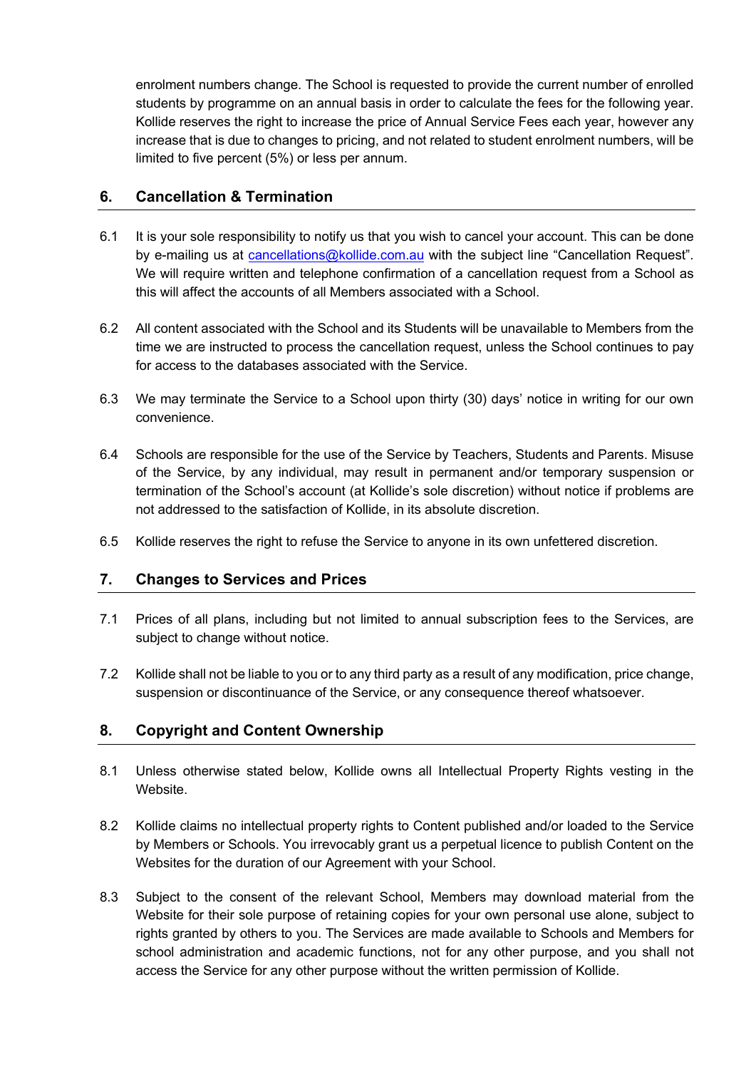enrolment numbers change. The School is requested to provide the current number of enrolled students by programme on an annual basis in order to calculate the fees for the following year. Kollide reserves the right to increase the price of Annual Service Fees each year, however any increase that is due to changes to pricing, and not related to student enrolment numbers, will be limited to five percent (5%) or less per annum.

## 6. Cancellation & Termination

6.1 It is your sole responsibility to notify us that you wish to cancel your account. This can be done by e-mailing us at cancellations@kollide.com.au with the subject line "Cancellation Request". We will require written and telephone confirmation of a cancellation request from a School as this will affect the accounts of all Members associated with a School.

6.2 All content associated with the School and its Students will be unavailable to Members from the time we are instructed to process the cancellation request, unless the School continues to pay for access to the databases associated with the Service.

6.3 We may terminate the Service to a School upon thirty (30) days' notice in writing for our own convenience.

6.4 Schools are responsible for the use of the Service by Teachers, Students and Parents. Misuse of the Service, by any individual, may result in permanent and/or temporary suspension or termination of the School's account (at Kollide's sole discretion) without notice if problems are not addressed to the satisfaction of Kollide, in its absolute discretion.

6.5 Kollide reserves the right to refuse the Service to anyone in its own unfettered discretion.

## 7. Changes to Services and Prices

7.1 Prices of all plans, including but not limited to annual subscription fees to the Services, are subject to change without notice.

7.2 Kollide shall not be liable to you or to any third party as a result of any modification, price change, suspension or discontinuance of the Service, or any consequence thereof whatsoever.

## 8. Copyright and Content Ownership

8.1 Unless otherwise stated below, Kollide owns all Intellectual Property Rights vesting in the Website.

8.2 Kollide claims no intellectual property rights to Content published and/or loaded to the Service by Members or Schools. You irrevocably grant us a perpetual licence to publish Content on the Websites for the duration of our Agreement with your School.

8.3 Subject to the consent of the relevant School, Members may download material from the Website for their sole purpose of retaining copies for your own personal use alone, subject to rights granted by others to you. The Services are made available to Schools and Members for school administration and academic functions, not for any other purpose, and you shall not access the Service for any other purpose without the written permission of Kollide.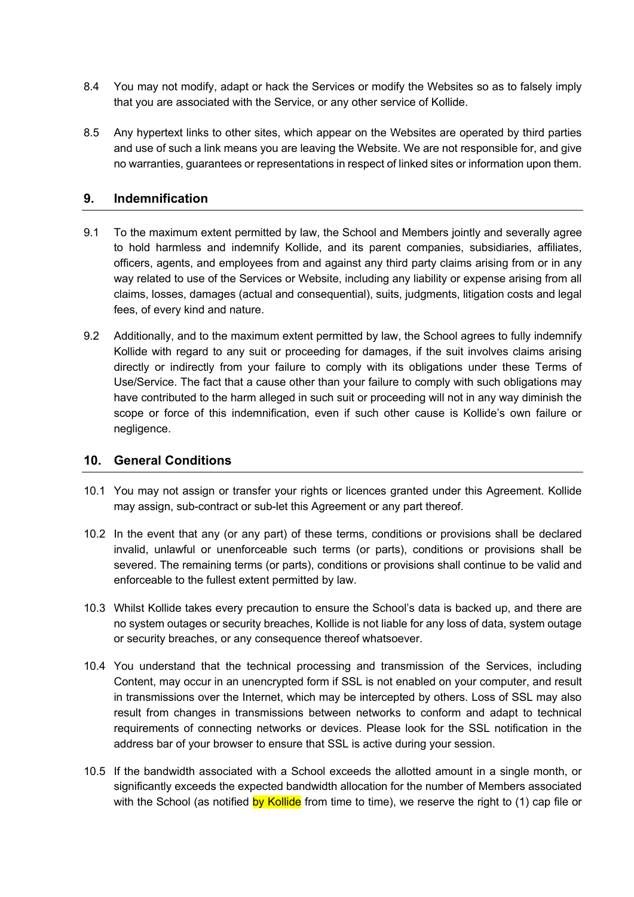8.4 You may not modify, adapt or hack the Services or modify the Websites so as to falsely imply that you are associated with the Service, or any other service of Kollide.

8.5 Any hypertext links to other sites, which appear on the Websites are operated by third parties and use of such a link means you are leaving the Website. We are not responsible for, and give no warranties, guarantees or representations in respect of linked sites or information upon them.

## 9. Indemnification

9.1 To the maximum extent permitted by law, the School and Members jointly and severally agree to hold harmless and indemnify Kollide, and its parent companies, subsidiaries, affiliates, officers, agents, and employees from and against any third party claims arising from or in any way related to use of the Services or Website, including any liability or expense arising from all claims, losses, damages (actual and consequential), suits, judgments, litigation costs and legal fees, of every kind and nature.

9.2 Additionally, and to the maximum extent permitted by law, the School agrees to fully indemnify Kollide with regard to any suit or proceeding for damages, if the suit involves claims arising directly or indirectly from your failure to comply with its obligations under these Terms of Use/Service. The fact that a cause other than your failure to comply with such obligations may have contributed to the harm alleged in such suit or proceeding will not in any way diminish the scope or force of this indemnification, even if such other cause is Kollide's own failure or negligence.

## 10. General Conditions

10.1 You may not assign or transfer your rights or licences granted under this Agreement. Kollide may assign, sub-contract or sub-let this Agreement or any part thereof.

10.2 In the event that any (or any part) of these terms, conditions or provisions shall be declared invalid, unlawful or unenforceable such terms (or parts), conditions or provisions shall be severed. The remaining terms (or parts), conditions or provisions shall continue to be valid and enforceable to the fullest extent permitted by law.

10.3 Whilst Kollide takes every precaution to ensure the School's data is backed up, and there are no system outages or security breaches, Kollide is not liable for any loss of data, system outage or security breaches, or any consequence thereof whatsoever.

10.4 You understand that the technical processing and transmission of the Services, including Content, may occur in an unencrypted form if SSL is not enabled on your computer, and result in transmissions over the Internet, which may be intercepted by others. Loss of SSL may also result from changes in transmissions between networks to conform and adapt to technical requirements of connecting networks or devices. Please look for the SSL notification in the address bar of your browser to ensure that SSL is active during your session.

10.5 If the bandwidth associated with a School exceeds the allotted amount in a single month, or significantly exceeds the expected bandwidth allocation for the number of Members associated with the School (as notified by Kollide from time to time), we reserve the right to (1) cap file or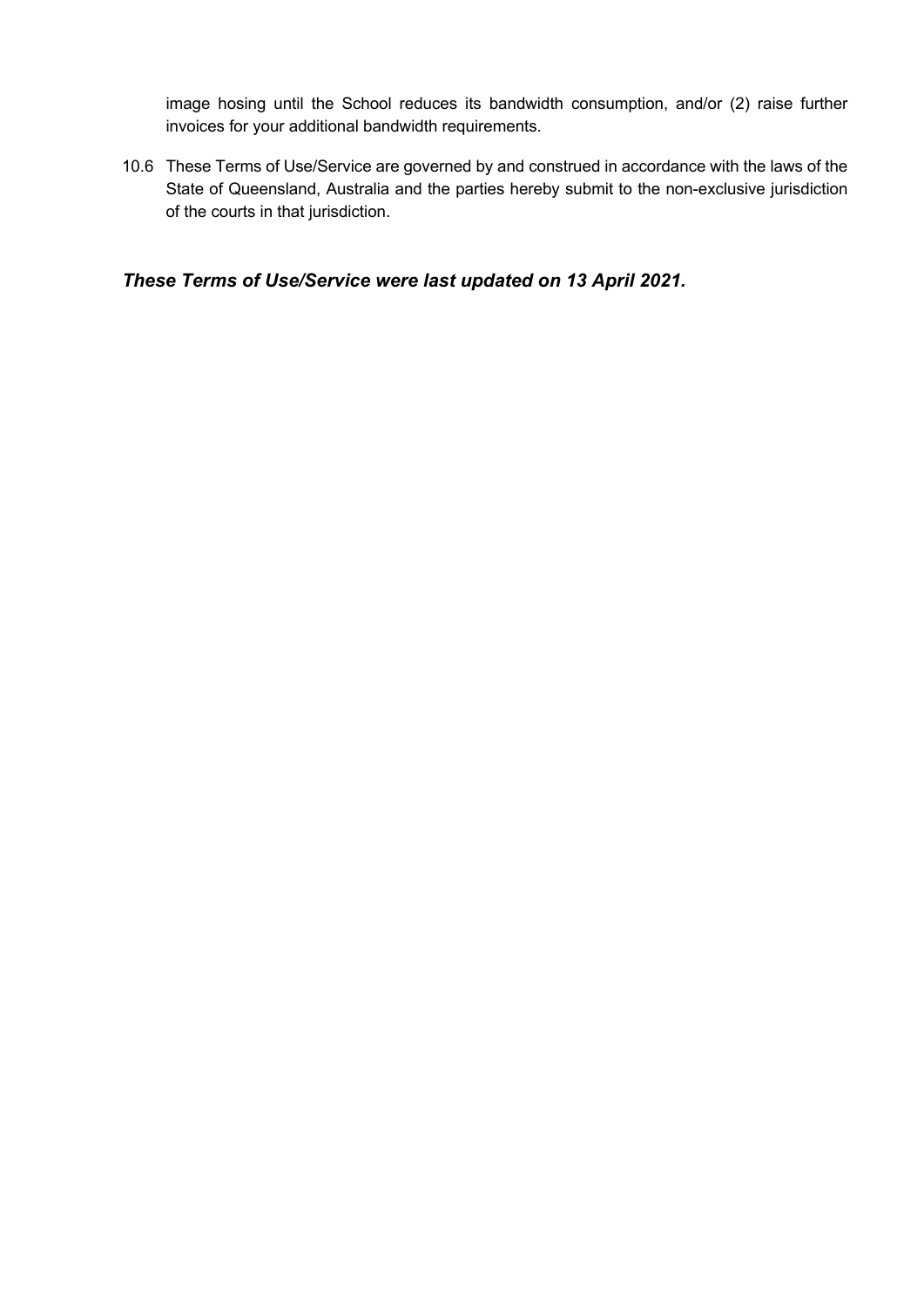image hosing until the School reduces its bandwidth consumption, and/or (2) raise further invoices for your additional bandwidth requirements.

10.6 These Terms of Use/Service are governed by and construed in accordance with the laws of the State of Queensland, Australia and the parties hereby submit to the non-exclusive jurisdiction of the courts in that jurisdiction.

***These Terms of Use/Service were last updated on 13 April 2021.***